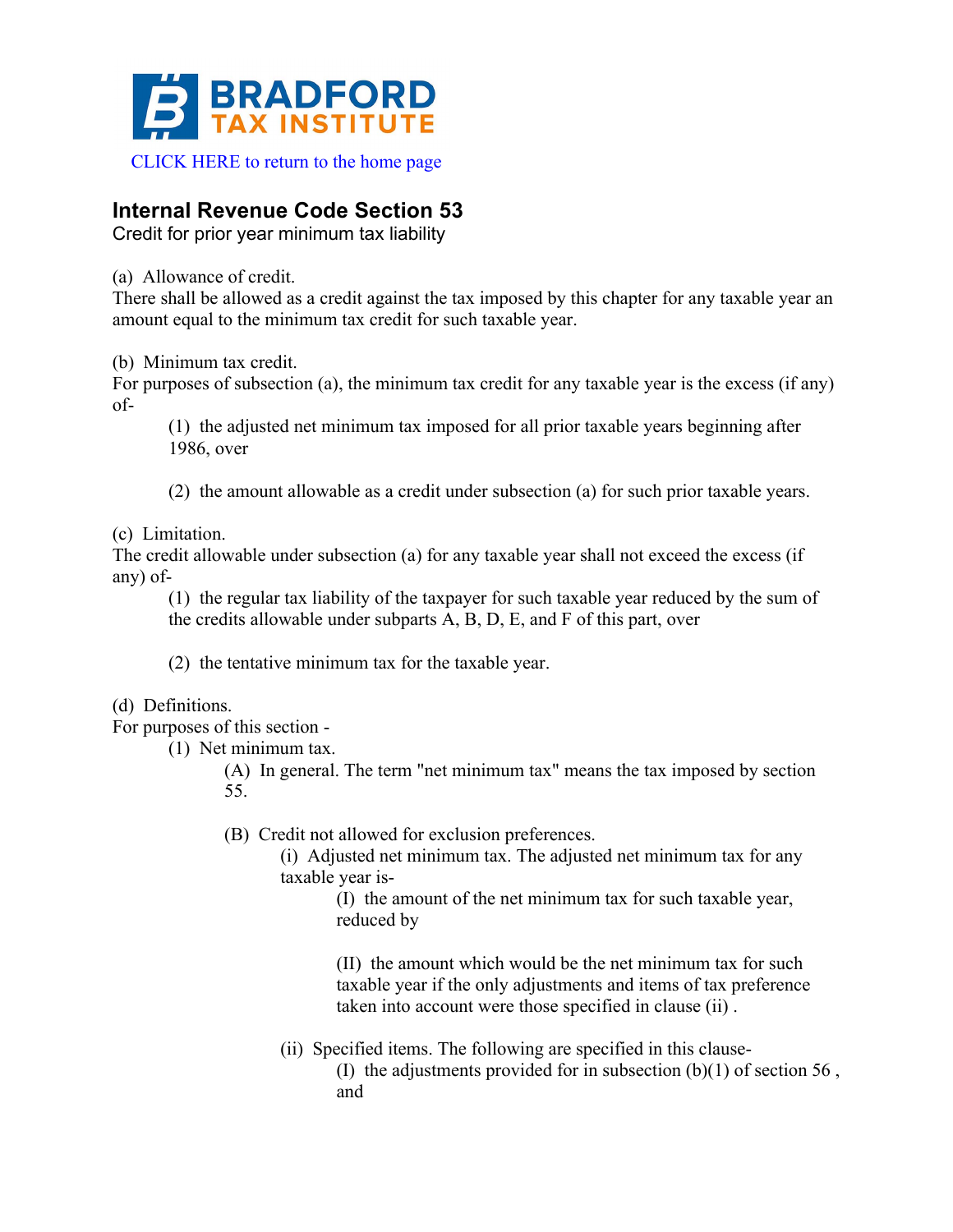BRADFORD TAX INSTITUTE

CLICK HERE to return to the home page

## Internal Revenue Code Section 53

Credit for prior year minimum tax liability

(a) Allowance of credit.
There shall be allowed as a credit against the tax imposed by this chapter for any taxable year an amount equal to the minimum tax credit for such taxable year.

(b) Minimum tax credit.
For purposes of subsection (a), the minimum tax credit for any taxable year is the excess (if any) of-

> (1) the adjusted net minimum tax imposed for all prior taxable years beginning after 1986, over
>
> (2) the amount allowable as a credit under subsection (a) for such prior taxable years.

(c) Limitation.
The credit allowable under subsection (a) for any taxable year shall not exceed the excess (if any) of-

> (1) the regular tax liability of the taxpayer for such taxable year reduced by the sum of the credits allowable under subparts A, B, D, E, and F of this part, over
>
> (2) the tentative minimum tax for the taxable year.

(d) Definitions.
For purposes of this section -

> (1) Net minimum tax.
>
> > (A) In general. The term "net minimum tax" means the tax imposed by section 55.
> >
> > (B) Credit not allowed for exclusion preferences.
> >
> > > (i) Adjusted net minimum tax. The adjusted net minimum tax for any taxable year is-
> > >
> > > > (I) the amount of the net minimum tax for such taxable year, reduced by
> > > >
> > > > (II) the amount which would be the net minimum tax for such taxable year if the only adjustments and items of tax preference taken into account were those specified in clause (ii) .
> > >
> > > (ii) Specified items. The following are specified in this clause-
> > >
> > > > (I) the adjustments provided for in subsection (b)(1) of section 56 , and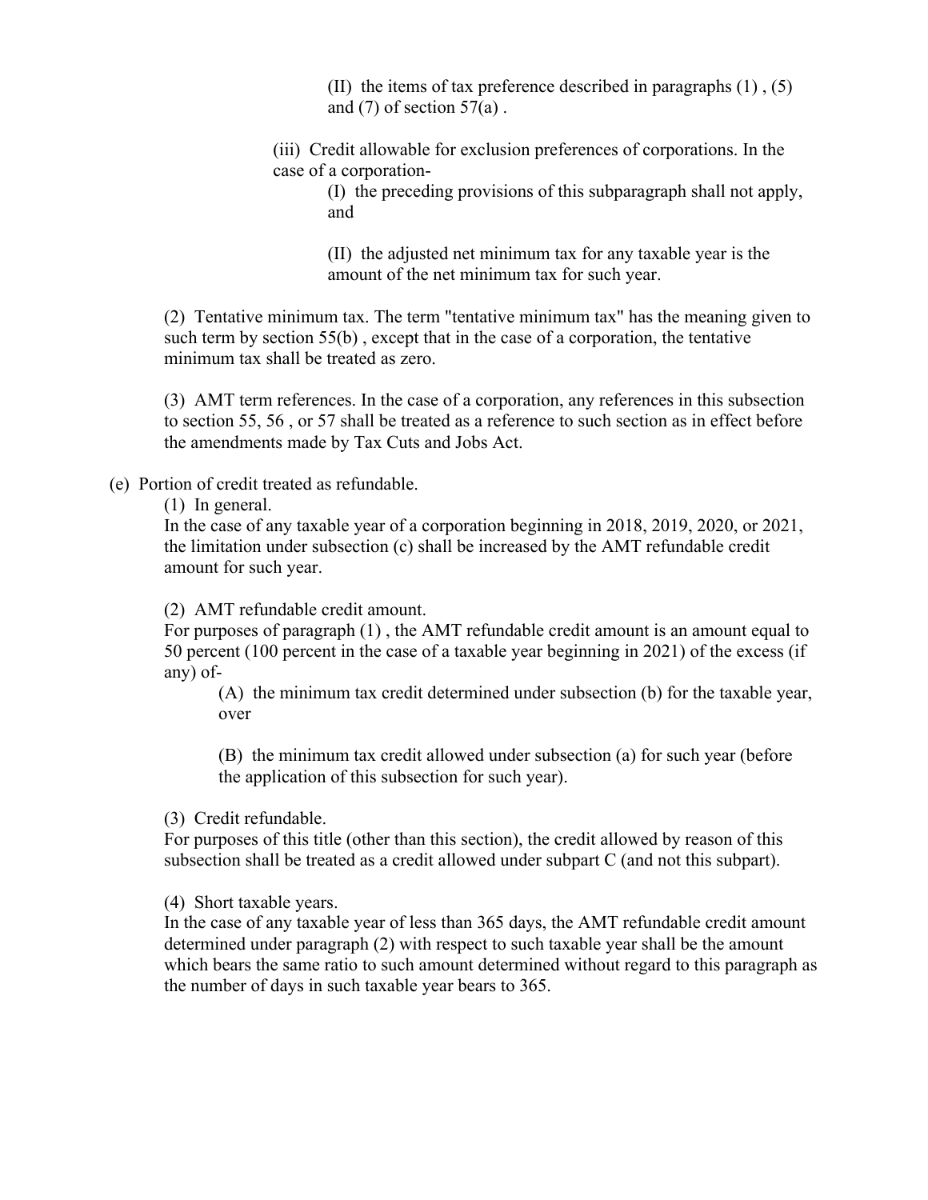(II) the items of tax preference described in paragraphs (1) , (5) and (7) of section 57(a) .

(iii) Credit allowable for exclusion preferences of corporations. In the case of a corporation-

(I) the preceding provisions of this subparagraph shall not apply, and

(II) the adjusted net minimum tax for any taxable year is the amount of the net minimum tax for such year.

(2) Tentative minimum tax. The term "tentative minimum tax" has the meaning given to such term by section 55(b) , except that in the case of a corporation, the tentative minimum tax shall be treated as zero.

(3) AMT term references. In the case of a corporation, any references in this subsection to section 55, 56 , or 57 shall be treated as a reference to such section as in effect before the amendments made by Tax Cuts and Jobs Act.

(e) Portion of credit treated as refundable.

(1) In general.
In the case of any taxable year of a corporation beginning in 2018, 2019, 2020, or 2021, the limitation under subsection (c) shall be increased by the AMT refundable credit amount for such year.

(2) AMT refundable credit amount.
For purposes of paragraph (1) , the AMT refundable credit amount is an amount equal to 50 percent (100 percent in the case of a taxable year beginning in 2021) of the excess (if any) of-

(A) the minimum tax credit determined under subsection (b) for the taxable year, over

(B) the minimum tax credit allowed under subsection (a) for such year (before the application of this subsection for such year).

(3) Credit refundable.
For purposes of this title (other than this section), the credit allowed by reason of this subsection shall be treated as a credit allowed under subpart C (and not this subpart).

(4) Short taxable years.
In the case of any taxable year of less than 365 days, the AMT refundable credit amount determined under paragraph (2) with respect to such taxable year shall be the amount which bears the same ratio to such amount determined without regard to this paragraph as the number of days in such taxable year bears to 365.